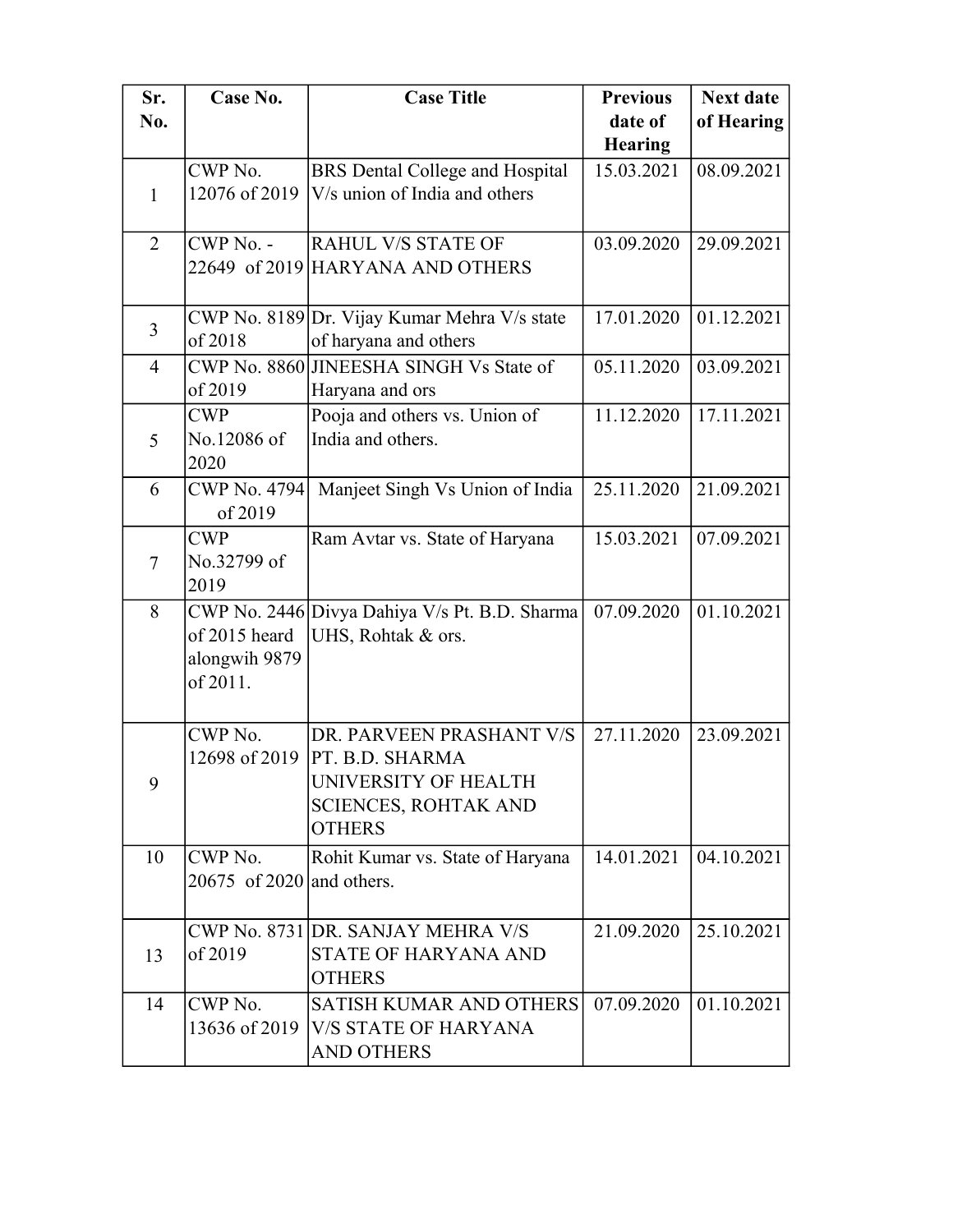| Sr. No. | Case No. | Case Title | Previous date of Hearing | Next date of Hearing |
|---|---|---|---|---|
| 1 | CWP No. 12076 of 2019 | BRS Dental College and Hospital V/s union of India and others | 15.03.2021 | 08.09.2021 |
| 2 | CWP No. - 22649 of 2019 | RAHUL V/S STATE OF HARYANA AND OTHERS | 03.09.2020 | 29.09.2021 |
| 3 | CWP No. 8189 of 2018 | Dr. Vijay Kumar Mehra V/s state of haryana and others | 17.01.2020 | 01.12.2021 |
| 4 | CWP No. 8860 of 2019 | JINEESHA SINGH Vs State of Haryana and ors | 05.11.2020 | 03.09.2021 |
| 5 | CWP No.12086 of 2020 | Pooja and others vs. Union of India and others. | 11.12.2020 | 17.11.2021 |
| 6 | CWP No. 4794 of 2019 | Manjeet Singh Vs Union of India | 25.11.2020 | 21.09.2021 |
| 7 | CWP No.32799 of 2019 | Ram Avtar vs. State of Haryana | 15.03.2021 | 07.09.2021 |
| 8 | CWP No. 2446 of 2015 heard alongwih 9879 of 2011. | Divya Dahiya V/s Pt. B.D. Sharma UHS, Rohtak & ors. | 07.09.2020 | 01.10.2021 |
| 9 | CWP No. 12698 of 2019 | DR. PARVEEN PRASHANT V/S PT. B.D. SHARMA UNIVERSITY OF HEALTH SCIENCES, ROHTAK AND OTHERS | 27.11.2020 | 23.09.2021 |
| 10 | CWP No. 20675 of 2020 | Rohit Kumar vs. State of Haryana and others. | 14.01.2021 | 04.10.2021 |
| 13 | CWP No. 8731 of 2019 | DR. SANJAY MEHRA V/S STATE OF HARYANA AND OTHERS | 21.09.2020 | 25.10.2021 |
| 14 | CWP No. 13636 of 2019 | SATISH KUMAR AND OTHERS V/S STATE OF HARYANA AND OTHERS | 07.09.2020 | 01.10.2021 |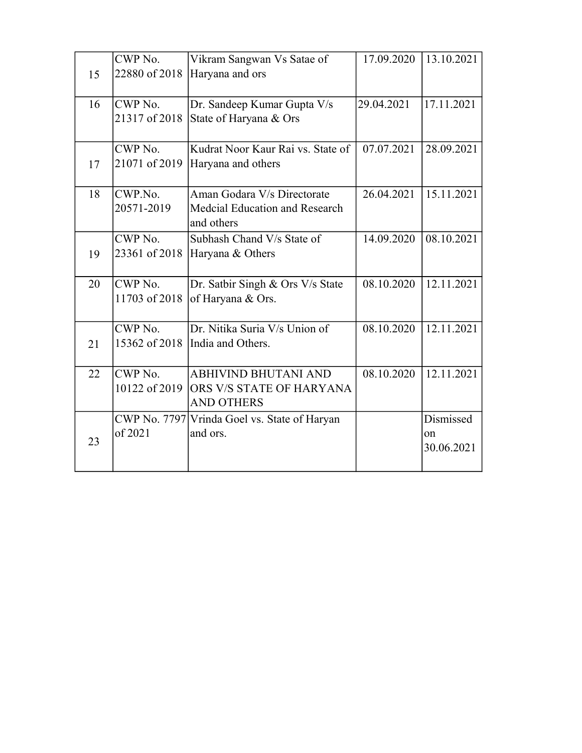| | | | | |
|---|---|---|---|---|
| 15 | CWP No. 22880 of 2018 | Vikram Sangwan Vs Satae of Haryana and ors | 17.09.2020 | 13.10.2021 |
| 16 | CWP No. 21317 of 2018 | Dr. Sandeep Kumar Gupta V/s State of Haryana & Ors | 29.04.2021 | 17.11.2021 |
| 17 | CWP No. 21071 of 2019 | Kudrat Noor Kaur Rai vs. State of Haryana and others | 07.07.2021 | 28.09.2021 |
| 18 | CWP.No. 20571-2019 | Aman Godara V/s Directorate Medcial Education and Research and others | 26.04.2021 | 15.11.2021 |
| 19 | CWP No. 23361 of 2018 | Subhash Chand V/s State of Haryana & Others | 14.09.2020 | 08.10.2021 |
| 20 | CWP No. 11703 of 2018 | Dr. Satbir Singh & Ors V/s State of Haryana & Ors. | 08.10.2020 | 12.11.2021 |
| 21 | CWP No. 15362 of 2018 | Dr. Nitika Suria V/s Union of India and Others. | 08.10.2020 | 12.11.2021 |
| 22 | CWP No. 10122 of 2019 | ABHIVIND BHUTANI AND ORS V/S STATE OF HARYANA AND OTHERS | 08.10.2020 | 12.11.2021 |
| 23 | CWP No. 7797 of 2021 | Vrinda Goel vs. State of Haryan and ors. | | Dismissed on 30.06.2021 |